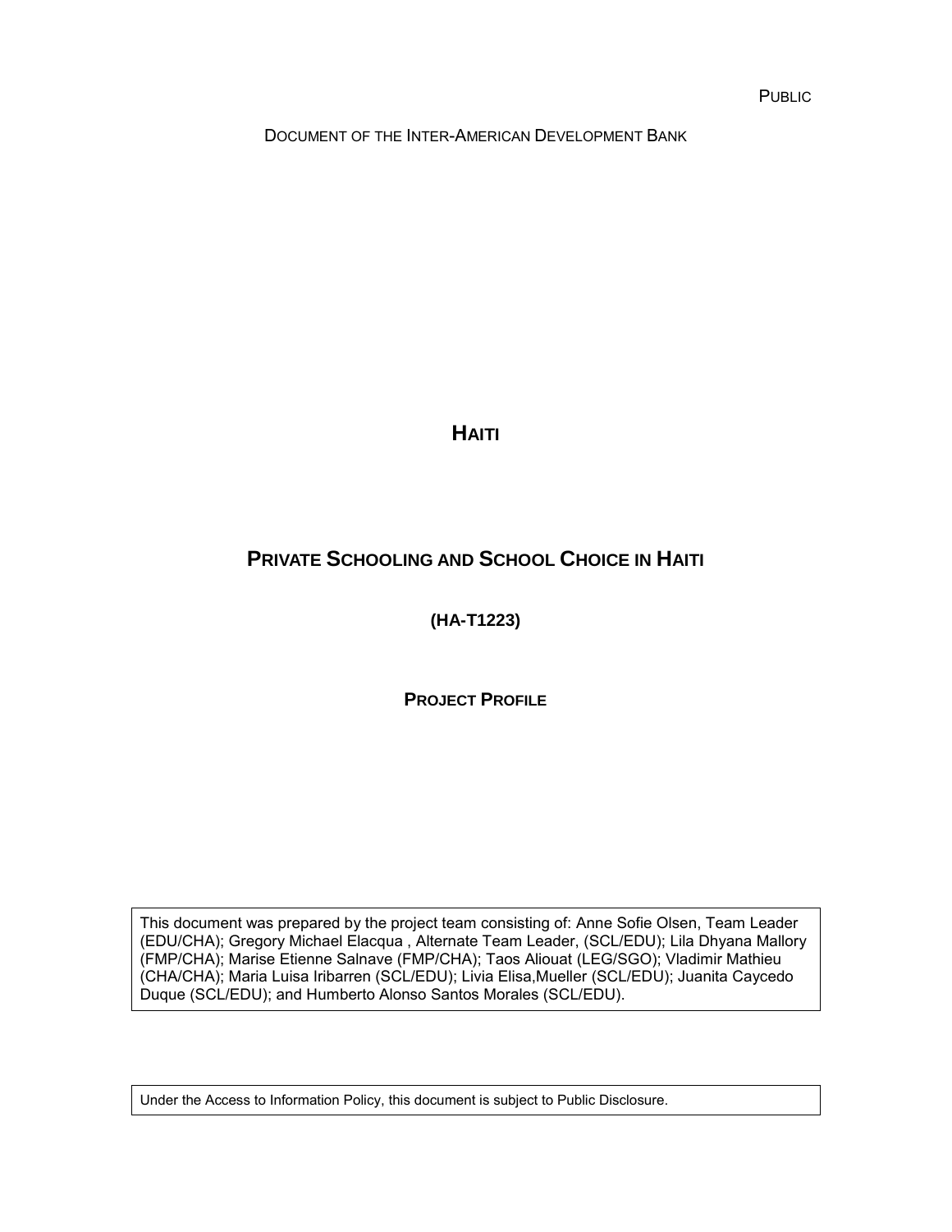PUBLIC

DOCUMENT OF THE INTER-AMERICAN DEVELOPMENT BANK

# HAITI

# PRIVATE SCHOOLING AND SCHOOL CHOICE IN HAITI

**(HA-T1223)**

**PROJECT PROFILE**

This document was prepared by the project team consisting of: Anne Sofie Olsen, Team Leader (EDU/CHA); Gregory Michael Elacqua , Alternate Team Leader, (SCL/EDU); Lila Dhyana Mallory (FMP/CHA); Marise Etienne Salnave (FMP/CHA); Taos Aliouat (LEG/SGO); Vladimir Mathieu (CHA/CHA); Maria Luisa Iribarren (SCL/EDU); Livia Elisa,Mueller (SCL/EDU); Juanita Caycedo Duque (SCL/EDU); and Humberto Alonso Santos Morales (SCL/EDU).

Under the Access to Information Policy, this document is subject to Public Disclosure.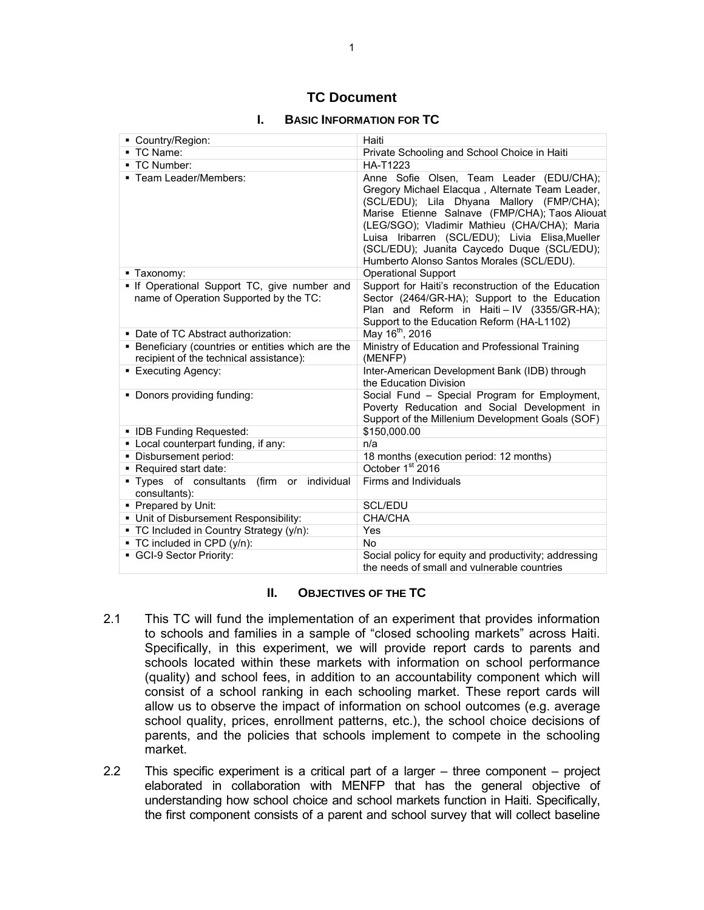# TC Document

## I. Basic Information for TC

| | |
|---|---|
| ▪ Country/Region: | Haiti |
| ▪ TC Name: | Private Schooling and School Choice in Haiti |
| ▪ TC Number: | HA-T1223 |
| ▪ Team Leader/Members: | Anne Sofie Olsen, Team Leader (EDU/CHA); Gregory Michael Elacqua , Alternate Team Leader, (SCL/EDU); Lila Dhyana Mallory (FMP/CHA); Marise Etienne Salnave (FMP/CHA); Taos Aliouat (LEG/SGO); Vladimir Mathieu (CHA/CHA); Maria Luisa Iribarren (SCL/EDU); Livia Elisa,Mueller (SCL/EDU); Juanita Caycedo Duque (SCL/EDU); Humberto Alonso Santos Morales (SCL/EDU). |
| ▪ Taxonomy: | Operational Support |
| ▪ If Operational Support TC, give number and name of Operation Supported by the TC: | Support for Haiti's reconstruction of the Education Sector (2464/GR-HA); Support to the Education Plan and Reform in Haiti – IV (3355/GR-HA); Support to the Education Reform (HA-L1102) |
| ▪ Date of TC Abstract authorization: | May 16th, 2016 |
| ▪ Beneficiary (countries or entities which are the recipient of the technical assistance): | Ministry of Education and Professional Training (MENFP) |
| ▪ Executing Agency: | Inter-American Development Bank (IDB) through the Education Division |
| ▪ Donors providing funding: | Social Fund – Special Program for Employment, Poverty Reducation and Social Development in Support of the Millenium Development Goals (SOF) |
| ▪ IDB Funding Requested: | \$150,000.00 |
| ▪ Local counterpart funding, if any: | n/a |
| ▪ Disbursement period: | 18 months (execution period: 12 months) |
| ▪ Required start date: | October 1st 2016 |
| ▪ Types of consultants (firm or individual consultants): | Firms and Individuals |
| ▪ Prepared by Unit: | SCL/EDU |
| ▪ Unit of Disbursement Responsibility: | CHA/CHA |
| ▪ TC Included in Country Strategy (y/n): | Yes |
| ▪ TC included in CPD (y/n): | No |
| ▪ GCI-9 Sector Priority: | Social policy for equity and productivity; addressing the needs of small and vulnerable countries |

## II. Objectives of the TC

2.1 This TC will fund the implementation of an experiment that provides information to schools and families in a sample of "closed schooling markets" across Haiti. Specifically, in this experiment, we will provide report cards to parents and schools located within these markets with information on school performance (quality) and school fees, in addition to an accountability component which will consist of a school ranking in each schooling market. These report cards will allow us to observe the impact of information on school outcomes (e.g. average school quality, prices, enrollment patterns, etc.), the school choice decisions of parents, and the policies that schools implement to compete in the schooling market.

2.2 This specific experiment is a critical part of a larger – three component – project elaborated in collaboration with MENFP that has the general objective of understanding how school choice and school markets function in Haiti. Specifically, the first component consists of a parent and school survey that will collect baseline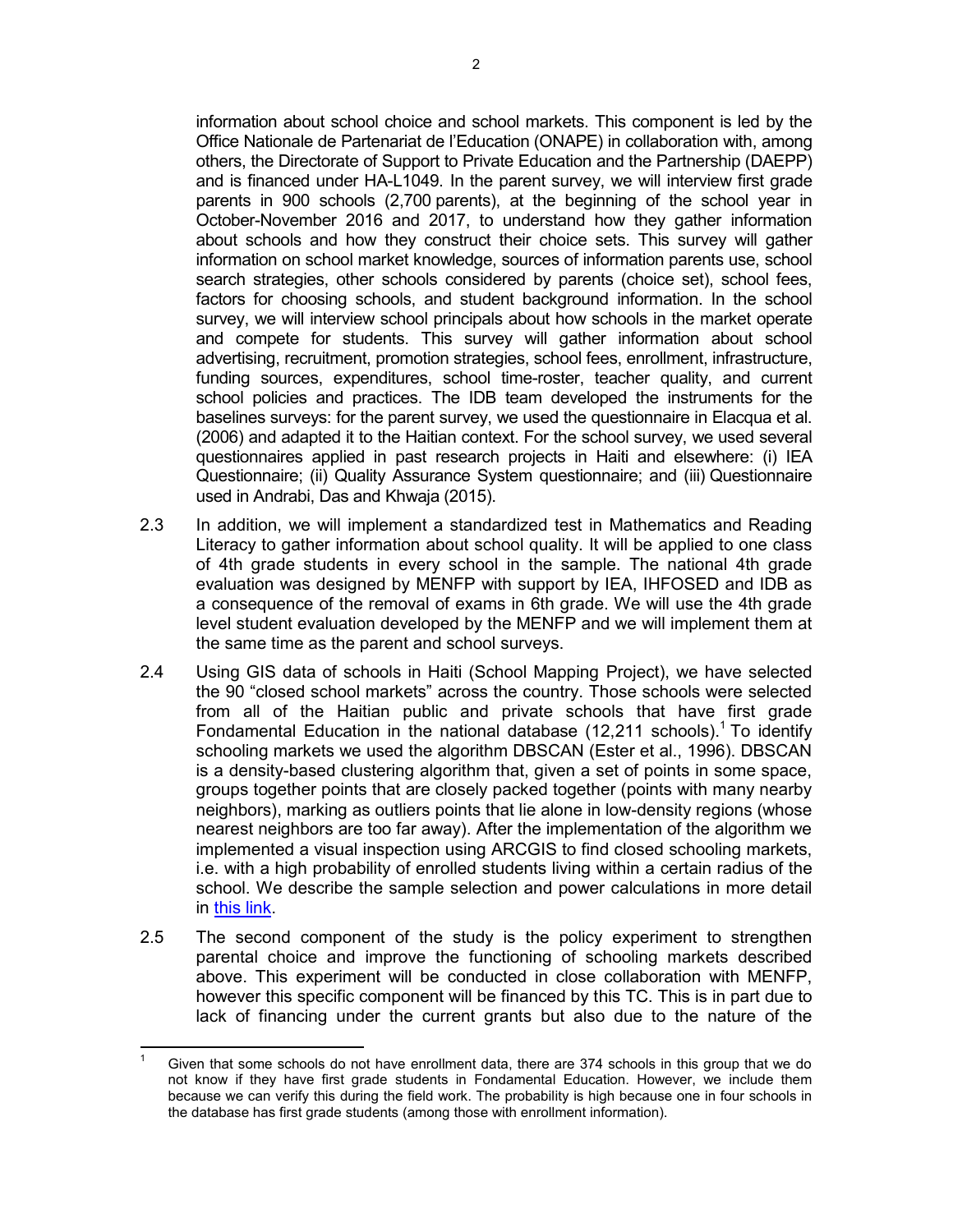information about school choice and school markets. This component is led by the Office Nationale de Partenariat de l'Education (ONAPE) in collaboration with, among others, the Directorate of Support to Private Education and the Partnership (DAEPP) and is financed under HA-L1049. In the parent survey, we will interview first grade parents in 900 schools (2,700 parents), at the beginning of the school year in October-November 2016 and 2017, to understand how they gather information about schools and how they construct their choice sets. This survey will gather information on school market knowledge, sources of information parents use, school search strategies, other schools considered by parents (choice set), school fees, factors for choosing schools, and student background information. In the school survey, we will interview school principals about how schools in the market operate and compete for students. This survey will gather information about school advertising, recruitment, promotion strategies, school fees, enrollment, infrastructure, funding sources, expenditures, school time-roster, teacher quality, and current school policies and practices. The IDB team developed the instruments for the baselines surveys: for the parent survey, we used the questionnaire in Elacqua et al. (2006) and adapted it to the Haitian context. For the school survey, we used several questionnaires applied in past research projects in Haiti and elsewhere: (i) IEA Questionnaire; (ii) Quality Assurance System questionnaire; and (iii) Questionnaire used in Andrabi, Das and Khwaja (2015).

2.3 In addition, we will implement a standardized test in Mathematics and Reading Literacy to gather information about school quality. It will be applied to one class of 4th grade students in every school in the sample. The national 4th grade evaluation was designed by MENFP with support by IEA, IHFOSED and IDB as a consequence of the removal of exams in 6th grade. We will use the 4th grade level student evaluation developed by the MENFP and we will implement them at the same time as the parent and school surveys.

2.4 Using GIS data of schools in Haiti (School Mapping Project), we have selected the 90 "closed school markets" across the country. Those schools were selected from all of the Haitian public and private schools that have first grade Fondamental Education in the national database (12,211 schools).[1] To identify schooling markets we used the algorithm DBSCAN (Ester et al., 1996). DBSCAN is a density-based clustering algorithm that, given a set of points in some space, groups together points that are closely packed together (points with many nearby neighbors), marking as outliers points that lie alone in low-density regions (whose nearest neighbors are too far away). After the implementation of the algorithm we implemented a visual inspection using ARCGIS to find closed schooling markets, i.e. with a high probability of enrolled students living within a certain radius of the school. We describe the sample selection and power calculations in more detail in this link.

2.5 The second component of the study is the policy experiment to strengthen parental choice and improve the functioning of schooling markets described above. This experiment will be conducted in close collaboration with MENFP, however this specific component will be financed by this TC. This is in part due to lack of financing under the current grants but also due to the nature of the

[1] Given that some schools do not have enrollment data, there are 374 schools in this group that we do not know if they have first grade students in Fondamental Education. However, we include them because we can verify this during the field work. The probability is high because one in four schools in the database has first grade students (among those with enrollment information).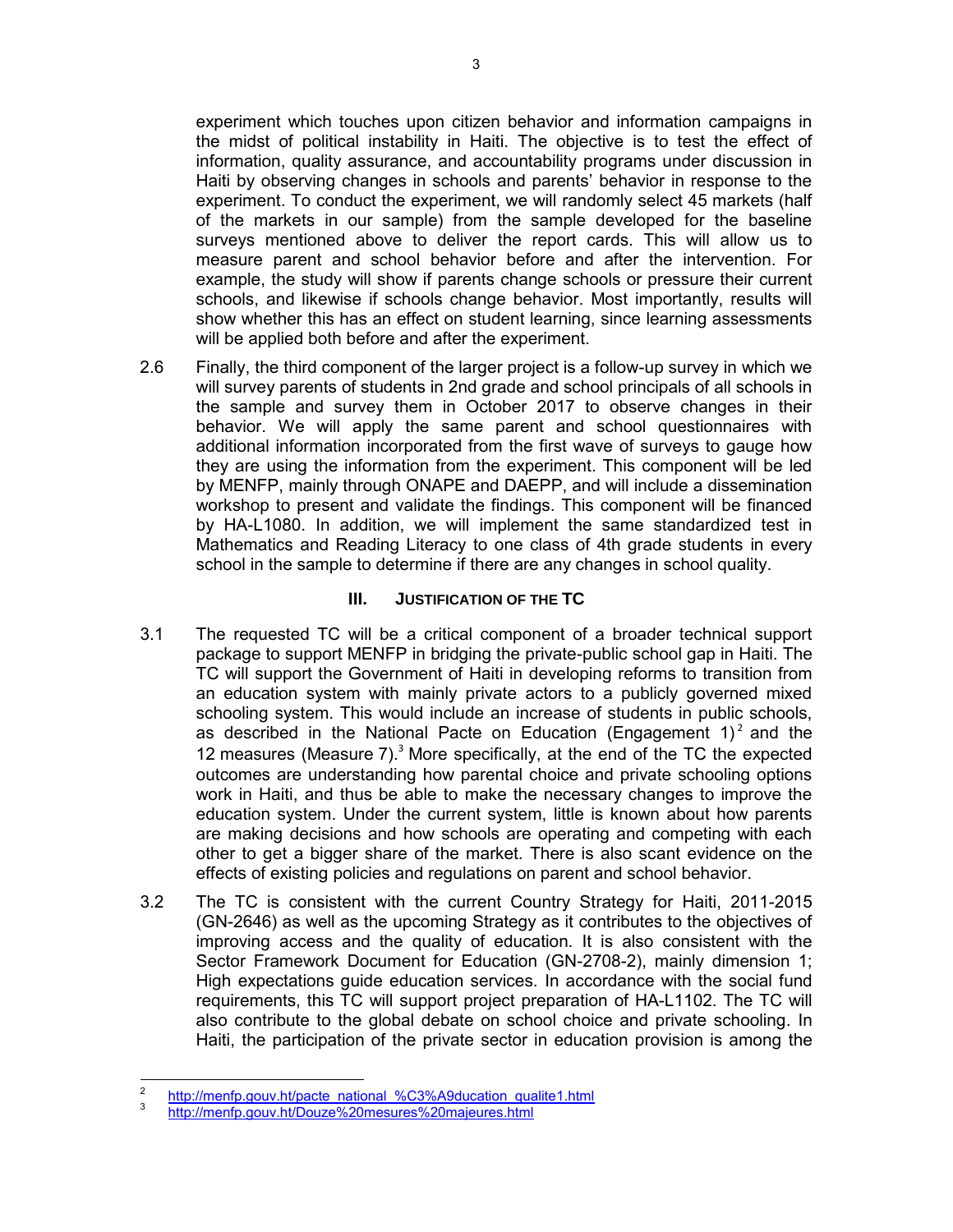experiment which touches upon citizen behavior and information campaigns in the midst of political instability in Haiti. The objective is to test the effect of information, quality assurance, and accountability programs under discussion in Haiti by observing changes in schools and parents' behavior in response to the experiment. To conduct the experiment, we will randomly select 45 markets (half of the markets in our sample) from the sample developed for the baseline surveys mentioned above to deliver the report cards. This will allow us to measure parent and school behavior before and after the intervention. For example, the study will show if parents change schools or pressure their current schools, and likewise if schools change behavior. Most importantly, results will show whether this has an effect on student learning, since learning assessments will be applied both before and after the experiment.

2.6 Finally, the third component of the larger project is a follow-up survey in which we will survey parents of students in 2nd grade and school principals of all schools in the sample and survey them in October 2017 to observe changes in their behavior. We will apply the same parent and school questionnaires with additional information incorporated from the first wave of surveys to gauge how they are using the information from the experiment. This component will be led by MENFP, mainly through ONAPE and DAEPP, and will include a dissemination workshop to present and validate the findings. This component will be financed by HA-L1080. In addition, we will implement the same standardized test in Mathematics and Reading Literacy to one class of 4th grade students in every school in the sample to determine if there are any changes in school quality.

## III. JUSTIFICATION OF THE TC

3.1 The requested TC will be a critical component of a broader technical support package to support MENFP in bridging the private-public school gap in Haiti. The TC will support the Government of Haiti in developing reforms to transition from an education system with mainly private actors to a publicly governed mixed schooling system. This would include an increase of students in public schools, as described in the National Pacte on Education (Engagement 1)[2] and the 12 measures (Measure 7).[3] More specifically, at the end of the TC the expected outcomes are understanding how parental choice and private schooling options work in Haiti, and thus be able to make the necessary changes to improve the education system. Under the current system, little is known about how parents are making decisions and how schools are operating and competing with each other to get a bigger share of the market. There is also scant evidence on the effects of existing policies and regulations on parent and school behavior.

3.2 The TC is consistent with the current Country Strategy for Haiti, 2011-2015 (GN-2646) as well as the upcoming Strategy as it contributes to the objectives of improving access and the quality of education. It is also consistent with the Sector Framework Document for Education (GN-2708-2), mainly dimension 1; High expectations guide education services. In accordance with the social fund requirements, this TC will support project preparation of HA-L1102. The TC will also contribute to the global debate on school choice and private schooling. In Haiti, the participation of the private sector in education provision is among the

---

[2] http://menfp.gouv.ht/pacte_national_%C3%A9ducation_qualite1.html

[3] http://menfp.gouv.ht/Douze%20mesures%20majeures.html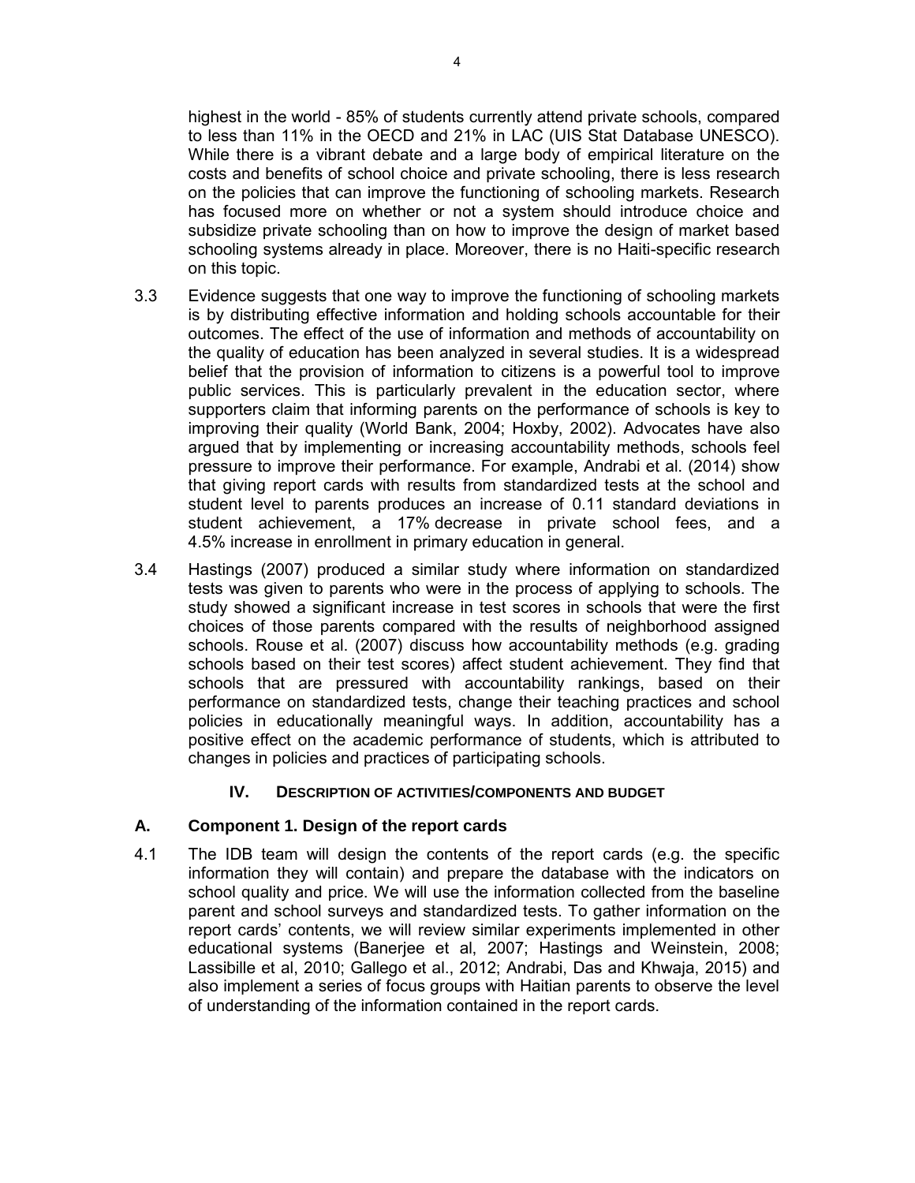highest in the world - 85% of students currently attend private schools, compared to less than 11% in the OECD and 21% in LAC (UIS Stat Database UNESCO). While there is a vibrant debate and a large body of empirical literature on the costs and benefits of school choice and private schooling, there is less research on the policies that can improve the functioning of schooling markets. Research has focused more on whether or not a system should introduce choice and subsidize private schooling than on how to improve the design of market based schooling systems already in place. Moreover, there is no Haiti-specific research on this topic.

3.3 Evidence suggests that one way to improve the functioning of schooling markets is by distributing effective information and holding schools accountable for their outcomes. The effect of the use of information and methods of accountability on the quality of education has been analyzed in several studies. It is a widespread belief that the provision of information to citizens is a powerful tool to improve public services. This is particularly prevalent in the education sector, where supporters claim that informing parents on the performance of schools is key to improving their quality (World Bank, 2004; Hoxby, 2002). Advocates have also argued that by implementing or increasing accountability methods, schools feel pressure to improve their performance. For example, Andrabi et al. (2014) show that giving report cards with results from standardized tests at the school and student level to parents produces an increase of 0.11 standard deviations in student achievement, a 17% decrease in private school fees, and a 4.5% increase in enrollment in primary education in general.

3.4 Hastings (2007) produced a similar study where information on standardized tests was given to parents who were in the process of applying to schools. The study showed a significant increase in test scores in schools that were the first choices of those parents compared with the results of neighborhood assigned schools. Rouse et al. (2007) discuss how accountability methods (e.g. grading schools based on their test scores) affect student achievement. They find that schools that are pressured with accountability rankings, based on their performance on standardized tests, change their teaching practices and school policies in educationally meaningful ways. In addition, accountability has a positive effect on the academic performance of students, which is attributed to changes in policies and practices of participating schools.

## IV. Description of activities/components and budget

### A. Component 1. Design of the report cards

4.1 The IDB team will design the contents of the report cards (e.g. the specific information they will contain) and prepare the database with the indicators on school quality and price. We will use the information collected from the baseline parent and school surveys and standardized tests. To gather information on the report cards' contents, we will review similar experiments implemented in other educational systems (Banerjee et al, 2007; Hastings and Weinstein, 2008; Lassibille et al, 2010; Gallego et al., 2012; Andrabi, Das and Khwaja, 2015) and also implement a series of focus groups with Haitian parents to observe the level of understanding of the information contained in the report cards.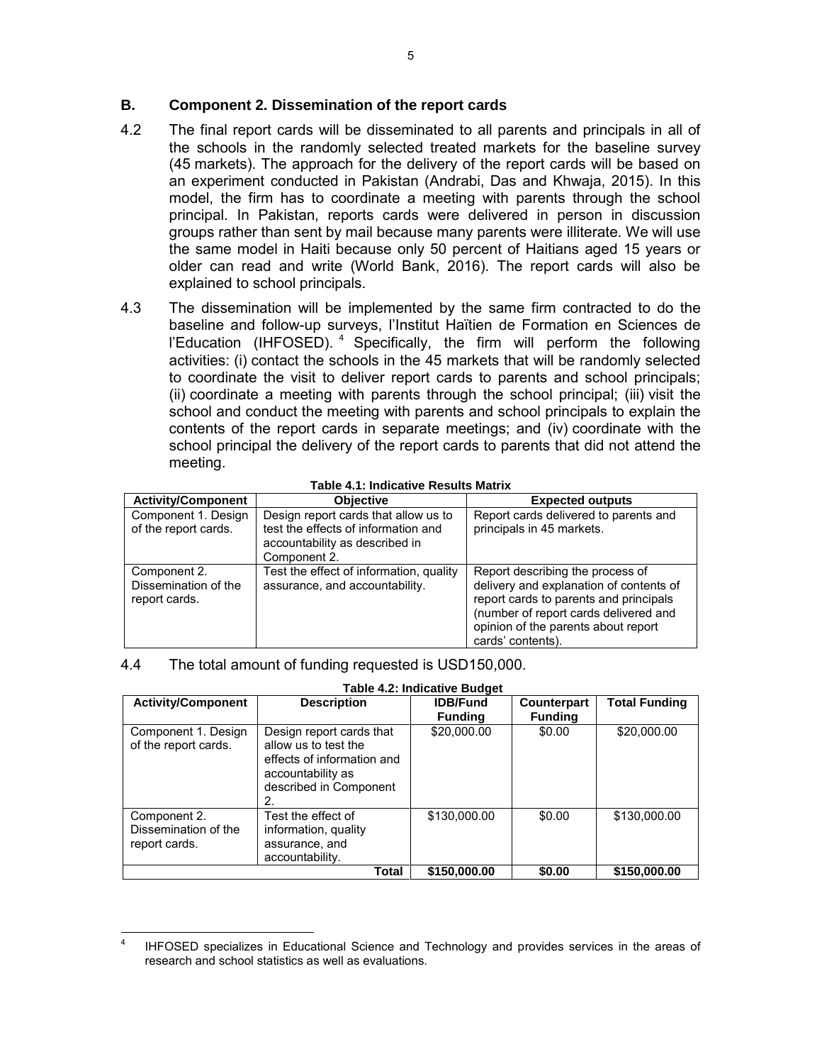### B. Component 2. Dissemination of the report cards

4.2 The final report cards will be disseminated to all parents and principals in all of the schools in the randomly selected treated markets for the baseline survey (45 markets). The approach for the delivery of the report cards will be based on an experiment conducted in Pakistan (Andrabi, Das and Khwaja, 2015). In this model, the firm has to coordinate a meeting with parents through the school principal. In Pakistan, reports cards were delivered in person in discussion groups rather than sent by mail because many parents were illiterate. We will use the same model in Haiti because only 50 percent of Haitians aged 15 years or older can read and write (World Bank, 2016). The report cards will also be explained to school principals.

4.3 The dissemination will be implemented by the same firm contracted to do the baseline and follow-up surveys, l'Institut Haïtien de Formation en Sciences de l'Education (IHFOSED).[4] Specifically, the firm will perform the following activities: (i) contact the schools in the 45 markets that will be randomly selected to coordinate the visit to deliver report cards to parents and school principals; (ii) coordinate a meeting with parents through the school principal; (iii) visit the school and conduct the meeting with parents and school principals to explain the contents of the report cards in separate meetings; and (iv) coordinate with the school principal the delivery of the report cards to parents that did not attend the meeting.

**Table 4.1: Indicative Results Matrix**

| Activity/Component | Objective | Expected outputs |
|---|---|---|
| Component 1. Design of the report cards. | Design report cards that allow us to test the effects of information and accountability as described in Component 2. | Report cards delivered to parents and principals in 45 markets. |
| Component 2. Dissemination of the report cards. | Test the effect of information, quality assurance, and accountability. | Report describing the process of delivery and explanation of contents of report cards to parents and principals (number of report cards delivered and opinion of the parents about report cards' contents). |

4.4 The total amount of funding requested is USD150,000.

**Table 4.2: Indicative Budget**

| Activity/Component | Description | IDB/Fund Funding | Counterpart Funding | Total Funding |
|---|---|---|---|---|
| Component 1. Design of the report cards. | Design report cards that allow us to test the effects of information and accountability as described in Component 2. | $20,000.00 | $0.00 | $20,000.00 |
| Component 2. Dissemination of the report cards. | Test the effect of information, quality assurance, and accountability. | $130,000.00 | $0.00 | $130,000.00 |
| | **Total** | **$150,000.00** | **$0.00** | **$150,000.00** |

[4] IHFOSED specializes in Educational Science and Technology and provides services in the areas of research and school statistics as well as evaluations.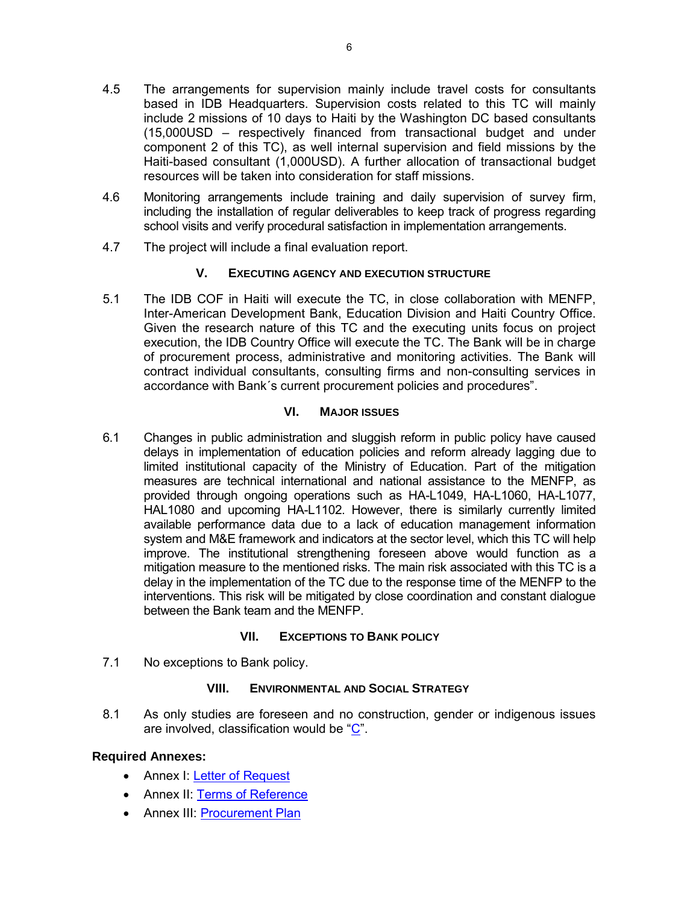4.5 The arrangements for supervision mainly include travel costs for consultants based in IDB Headquarters. Supervision costs related to this TC will mainly include 2 missions of 10 days to Haiti by the Washington DC based consultants (15,000USD – respectively financed from transactional budget and under component 2 of this TC), as well internal supervision and field missions by the Haiti-based consultant (1,000USD). A further allocation of transactional budget resources will be taken into consideration for staff missions.

4.6 Monitoring arrangements include training and daily supervision of survey firm, including the installation of regular deliverables to keep track of progress regarding school visits and verify procedural satisfaction in implementation arrangements.

4.7 The project will include a final evaluation report.

## V. Executing Agency and Execution Structure

5.1 The IDB COF in Haiti will execute the TC, in close collaboration with MENFP, Inter-American Development Bank, Education Division and Haiti Country Office. Given the research nature of this TC and the executing units focus on project execution, the IDB Country Office will execute the TC. The Bank will be in charge of procurement process, administrative and monitoring activities. The Bank will contract individual consultants, consulting firms and non-consulting services in accordance with Bank´s current procurement policies and procedures".

## VI. Major Issues

6.1 Changes in public administration and sluggish reform in public policy have caused delays in implementation of education policies and reform already lagging due to limited institutional capacity of the Ministry of Education. Part of the mitigation measures are technical international and national assistance to the MENFP, as provided through ongoing operations such as HA-L1049, HA-L1060, HA-L1077, HAL1080 and upcoming HA-L1102. However, there is similarly currently limited available performance data due to a lack of education management information system and M&E framework and indicators at the sector level, which this TC will help improve. The institutional strengthening foreseen above would function as a mitigation measure to the mentioned risks. The main risk associated with this TC is a delay in the implementation of the TC due to the response time of the MENFP to the interventions. This risk will be mitigated by close coordination and constant dialogue between the Bank team and the MENFP.

## VII. Exceptions to Bank Policy

7.1 No exceptions to Bank policy.

## VIII. Environmental and Social Strategy

8.1 As only studies are foreseen and no construction, gender or indigenous issues are involved, classification would be "C".

**Required Annexes:**

- Annex I: Letter of Request
- Annex II: Terms of Reference
- Annex III: Procurement Plan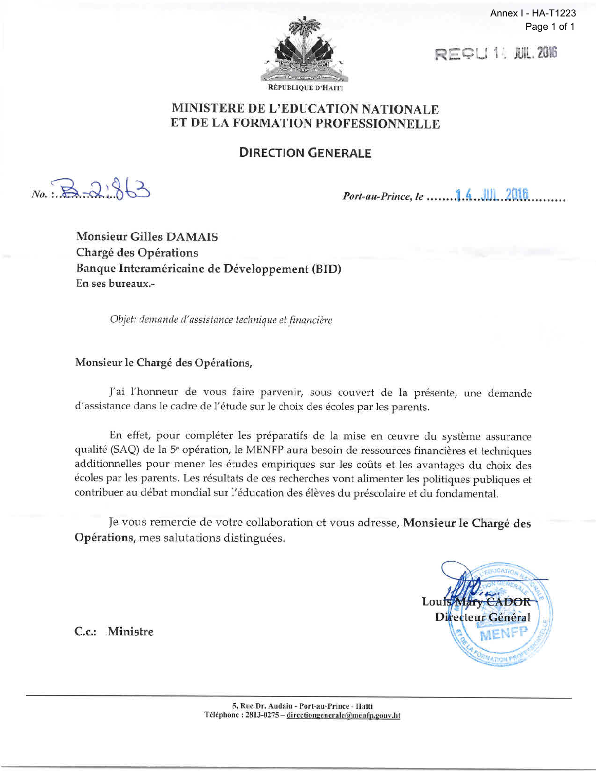Annex I - HA-T1223
Page 1 of 1

REÇU 14 JUIL. 2016

RÉPUBLIQUE D'HAITI

# MINISTERE DE L'EDUCATION NATIONALE ET DE LA FORMATION PROFESSIONNELLE

## DIRECTION GENERALE

*No.* : B-2863

*Port-au-Prince, le* 14 JUIL. 2016

**Monsieur Gilles DAMAIS**
**Chargé des Opérations**
**Banque Interaméricaine de Développement (BID)**
**En ses bureaux.-**

*Objet: demande d'assistance technique et financière*

**Monsieur le Chargé des Opérations,**

J'ai l'honneur de vous faire parvenir, sous couvert de la présente, une demande d'assistance dans le cadre de l'étude sur le choix des écoles par les parents.

En effet, pour compléter les préparatifs de la mise en œuvre du système assurance qualité (SAQ) de la 5e opération, le MENFP aura besoin de ressources financières et techniques additionnelles pour mener les études empiriques sur les coûts et les avantages du choix des écoles par les parents. Les résultats de ces recherches vont alimenter les politiques publiques et contribuer au débat mondial sur l'éducation des élèves du préscolaire et du fondamental.

Je vous remercie de votre collaboration et vous adresse, **Monsieur le Chargé des Opérations**, mes salutations distinguées.

**Louis Mary CADOR**
**Directeur Général**

C.c.: Ministre

5, Rue Dr. Audain - Port-au-Prince - Haïti
Téléphone : 2813-0275 – directiongenerale@menfp.gouv.ht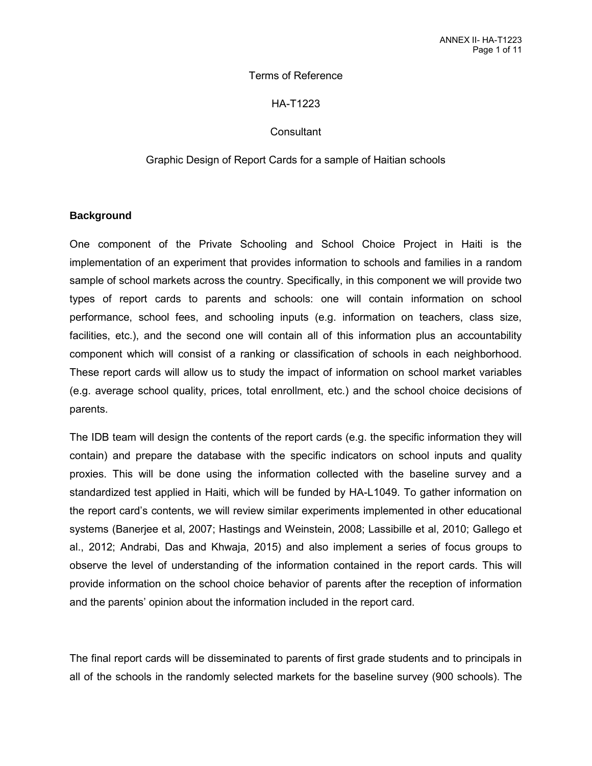Terms of Reference

HA-T1223

Consultant

Graphic Design of Report Cards for a sample of Haitian schools

## Background

One component of the Private Schooling and School Choice Project in Haiti is the implementation of an experiment that provides information to schools and families in a random sample of school markets across the country. Specifically, in this component we will provide two types of report cards to parents and schools: one will contain information on school performance, school fees, and schooling inputs (e.g. information on teachers, class size, facilities, etc.), and the second one will contain all of this information plus an accountability component which will consist of a ranking or classification of schools in each neighborhood. These report cards will allow us to study the impact of information on school market variables (e.g. average school quality, prices, total enrollment, etc.) and the school choice decisions of parents.

The IDB team will design the contents of the report cards (e.g. the specific information they will contain) and prepare the database with the specific indicators on school inputs and quality proxies. This will be done using the information collected with the baseline survey and a standardized test applied in Haiti, which will be funded by HA-L1049. To gather information on the report card's contents, we will review similar experiments implemented in other educational systems (Banerjee et al, 2007; Hastings and Weinstein, 2008; Lassibille et al, 2010; Gallego et al., 2012; Andrabi, Das and Khwaja, 2015) and also implement a series of focus groups to observe the level of understanding of the information contained in the report cards. This will provide information on the school choice behavior of parents after the reception of information and the parents' opinion about the information included in the report card.

The final report cards will be disseminated to parents of first grade students and to principals in all of the schools in the randomly selected markets for the baseline survey (900 schools). The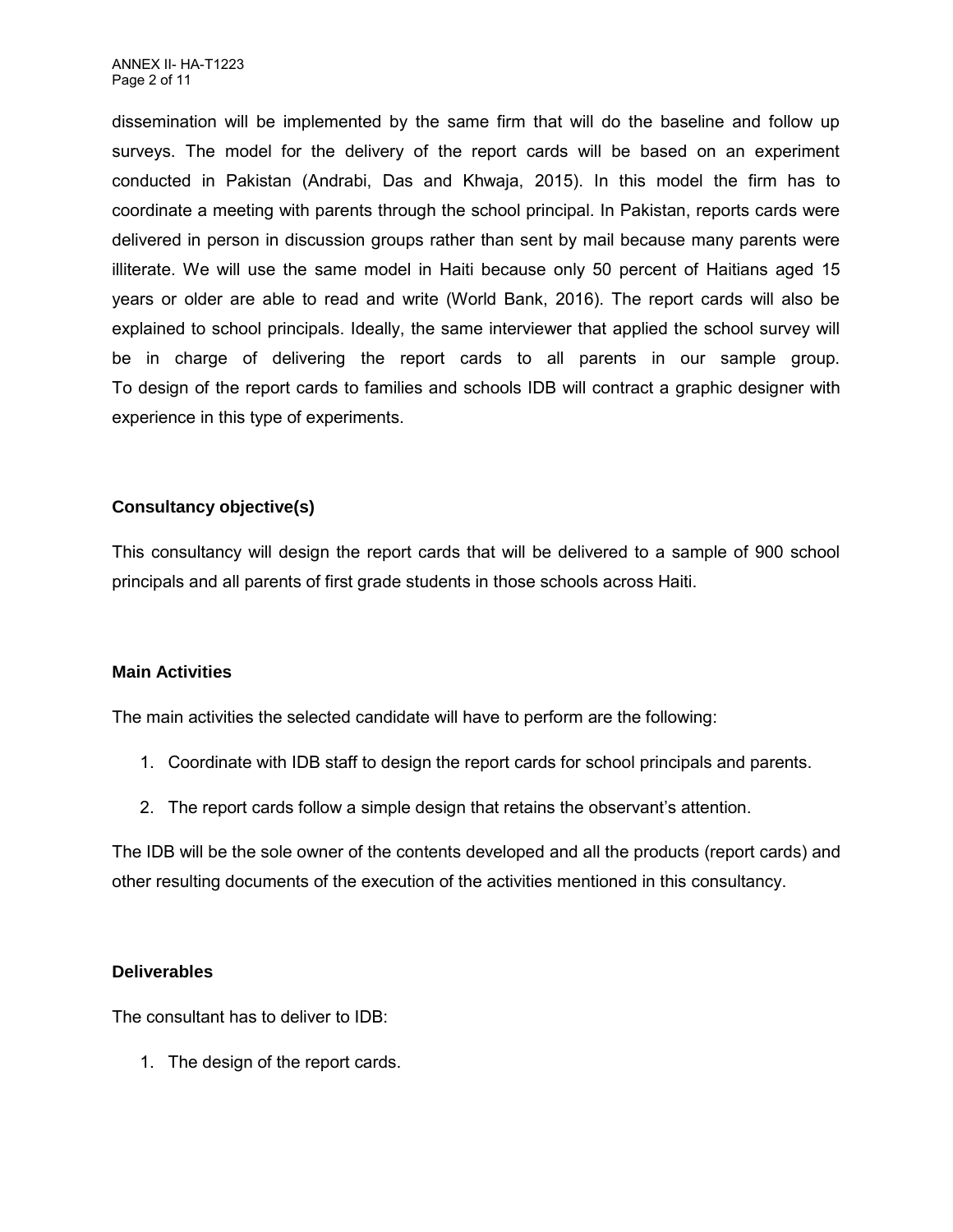dissemination will be implemented by the same firm that will do the baseline and follow up surveys. The model for the delivery of the report cards will be based on an experiment conducted in Pakistan (Andrabi, Das and Khwaja, 2015). In this model the firm has to coordinate a meeting with parents through the school principal. In Pakistan, reports cards were delivered in person in discussion groups rather than sent by mail because many parents were illiterate. We will use the same model in Haiti because only 50 percent of Haitians aged 15 years or older are able to read and write (World Bank, 2016). The report cards will also be explained to school principals. Ideally, the same interviewer that applied the school survey will be in charge of delivering the report cards to all parents in our sample group. To design of the report cards to families and schools IDB will contract a graphic designer with experience in this type of experiments.

### Consultancy objective(s)

This consultancy will design the report cards that will be delivered to a sample of 900 school principals and all parents of first grade students in those schools across Haiti.

### Main Activities

The main activities the selected candidate will have to perform are the following:

1. Coordinate with IDB staff to design the report cards for school principals and parents.
2. The report cards follow a simple design that retains the observant's attention.

The IDB will be the sole owner of the contents developed and all the products (report cards) and other resulting documents of the execution of the activities mentioned in this consultancy.

### Deliverables

The consultant has to deliver to IDB:

1. The design of the report cards.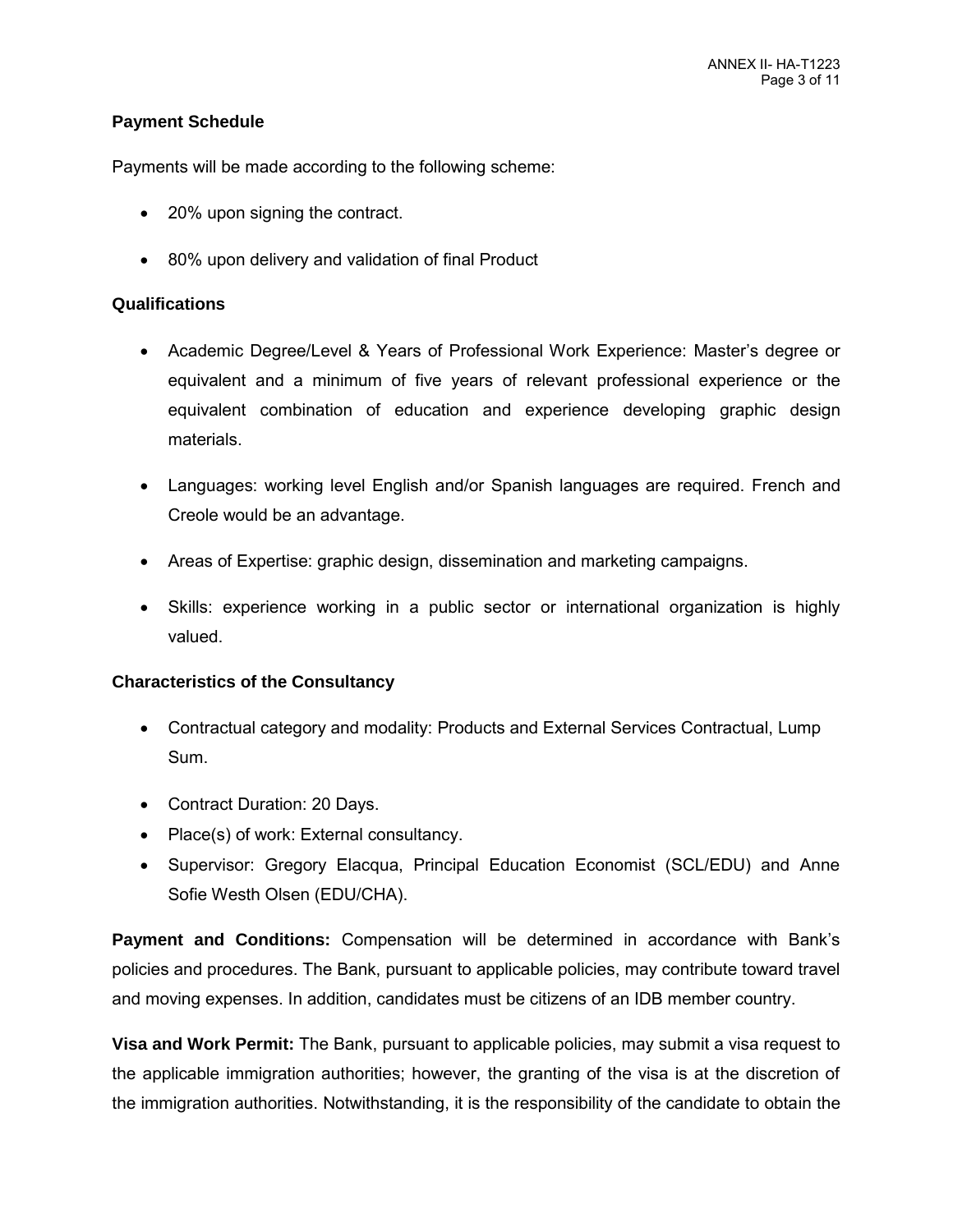### Payment Schedule

Payments will be made according to the following scheme:

- 20% upon signing the contract.
- 80% upon delivery and validation of final Product

### Qualifications

- Academic Degree/Level & Years of Professional Work Experience: Master's degree or equivalent and a minimum of five years of relevant professional experience or the equivalent combination of education and experience developing graphic design materials.
- Languages: working level English and/or Spanish languages are required. French and Creole would be an advantage.
- Areas of Expertise: graphic design, dissemination and marketing campaigns.
- Skills: experience working in a public sector or international organization is highly valued.

### Characteristics of the Consultancy

- Contractual category and modality: Products and External Services Contractual, Lump Sum.
- Contract Duration: 20 Days.
- Place(s) of work: External consultancy.
- Supervisor: Gregory Elacqua, Principal Education Economist (SCL/EDU) and Anne Sofie Westh Olsen (EDU/CHA).

**Payment and Conditions:** Compensation will be determined in accordance with Bank's policies and procedures. The Bank, pursuant to applicable policies, may contribute toward travel and moving expenses. In addition, candidates must be citizens of an IDB member country.

**Visa and Work Permit:** The Bank, pursuant to applicable policies, may submit a visa request to the applicable immigration authorities; however, the granting of the visa is at the discretion of the immigration authorities. Notwithstanding, it is the responsibility of the candidate to obtain the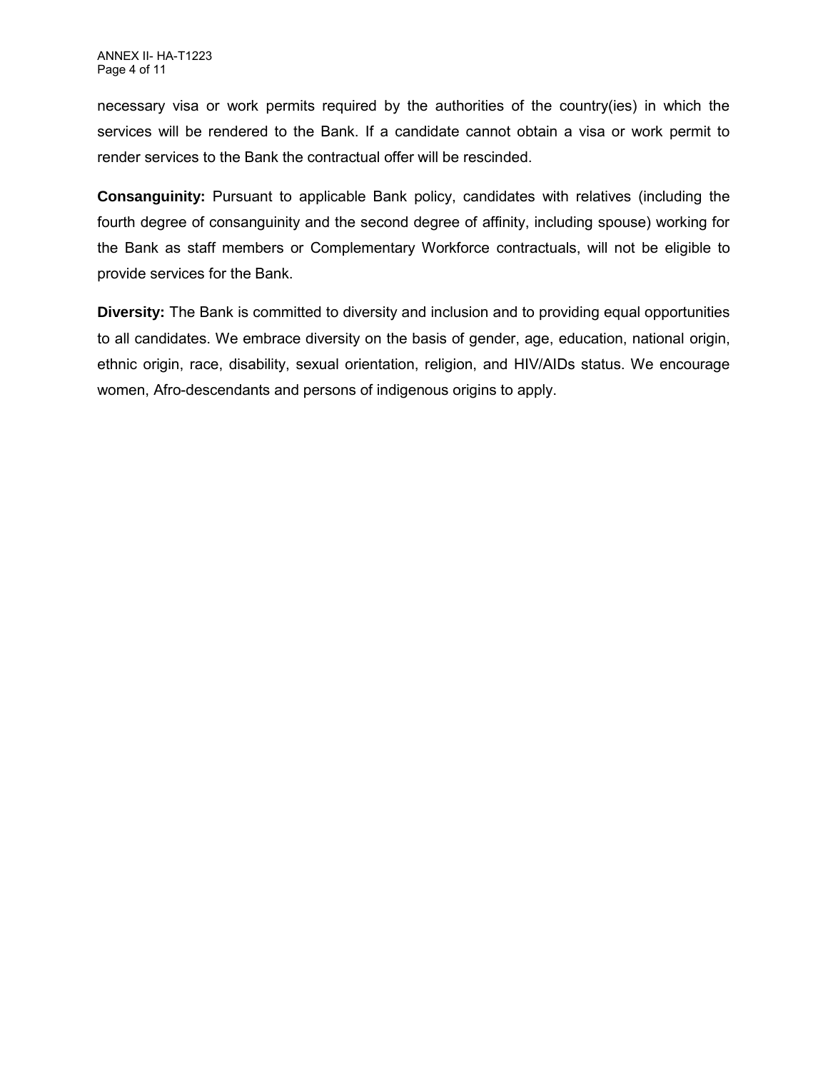necessary visa or work permits required by the authorities of the country(ies) in which the services will be rendered to the Bank. If a candidate cannot obtain a visa or work permit to render services to the Bank the contractual offer will be rescinded.

**Consanguinity:** Pursuant to applicable Bank policy, candidates with relatives (including the fourth degree of consanguinity and the second degree of affinity, including spouse) working for the Bank as staff members or Complementary Workforce contractuals, will not be eligible to provide services for the Bank.

**Diversity:** The Bank is committed to diversity and inclusion and to providing equal opportunities to all candidates. We embrace diversity on the basis of gender, age, education, national origin, ethnic origin, race, disability, sexual orientation, religion, and HIV/AIDs status. We encourage women, Afro-descendants and persons of indigenous origins to apply.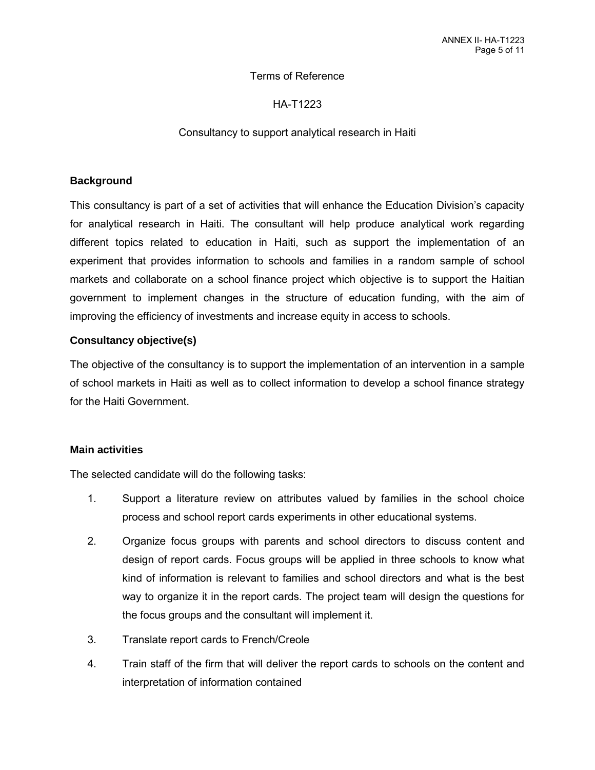Terms of Reference

HA-T1223

Consultancy to support analytical research in Haiti

**Background**

This consultancy is part of a set of activities that will enhance the Education Division's capacity for analytical research in Haiti. The consultant will help produce analytical work regarding different topics related to education in Haiti, such as support the implementation of an experiment that provides information to schools and families in a random sample of school markets and collaborate on a school finance project which objective is to support the Haitian government to implement changes in the structure of education funding, with the aim of improving the efficiency of investments and increase equity in access to schools.

**Consultancy objective(s)**

The objective of the consultancy is to support the implementation of an intervention in a sample of school markets in Haiti as well as to collect information to develop a school finance strategy for the Haiti Government.

**Main activities**

The selected candidate will do the following tasks:

1. Support a literature review on attributes valued by families in the school choice process and school report cards experiments in other educational systems.
2. Organize focus groups with parents and school directors to discuss content and design of report cards. Focus groups will be applied in three schools to know what kind of information is relevant to families and school directors and what is the best way to organize it in the report cards. The project team will design the questions for the focus groups and the consultant will implement it.
3. Translate report cards to French/Creole
4. Train staff of the firm that will deliver the report cards to schools on the content and interpretation of information contained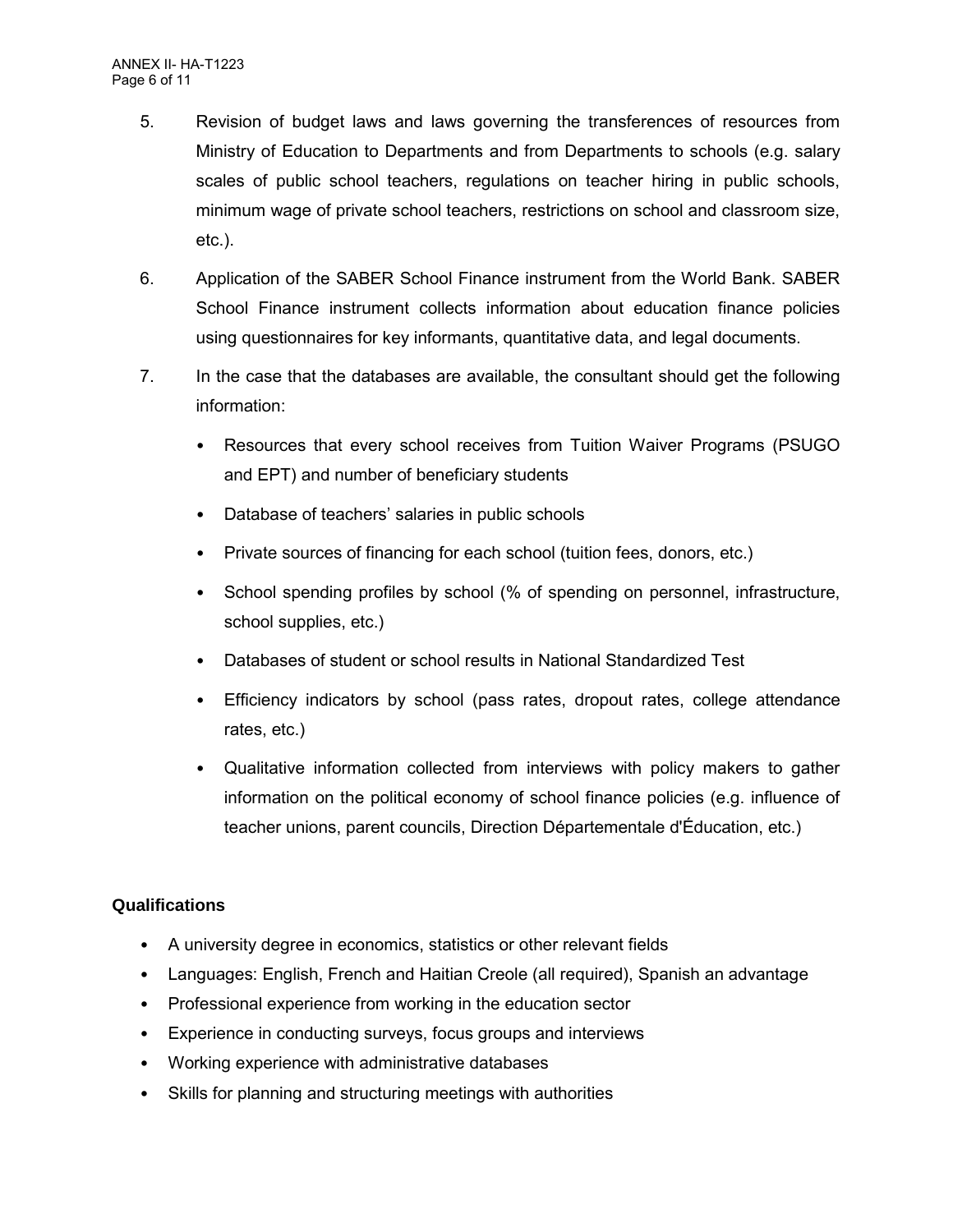5. Revision of budget laws and laws governing the transferences of resources from Ministry of Education to Departments and from Departments to schools (e.g. salary scales of public school teachers, regulations on teacher hiring in public schools, minimum wage of private school teachers, restrictions on school and classroom size, etc.).

6. Application of the SABER School Finance instrument from the World Bank. SABER School Finance instrument collects information about education finance policies using questionnaires for key informants, quantitative data, and legal documents.

7. In the case that the databases are available, the consultant should get the following information:

   - Resources that every school receives from Tuition Waiver Programs (PSUGO and EPT) and number of beneficiary students
   - Database of teachers' salaries in public schools
   - Private sources of financing for each school (tuition fees, donors, etc.)
   - School spending profiles by school (% of spending on personnel, infrastructure, school supplies, etc.)
   - Databases of student or school results in National Standardized Test
   - Efficiency indicators by school (pass rates, dropout rates, college attendance rates, etc.)
   - Qualitative information collected from interviews with policy makers to gather information on the political economy of school finance policies (e.g. influence of teacher unions, parent councils, Direction Départementale d'Éducation, etc.)

**Qualifications**

- A university degree in economics, statistics or other relevant fields
- Languages: English, French and Haitian Creole (all required), Spanish an advantage
- Professional experience from working in the education sector
- Experience in conducting surveys, focus groups and interviews
- Working experience with administrative databases
- Skills for planning and structuring meetings with authorities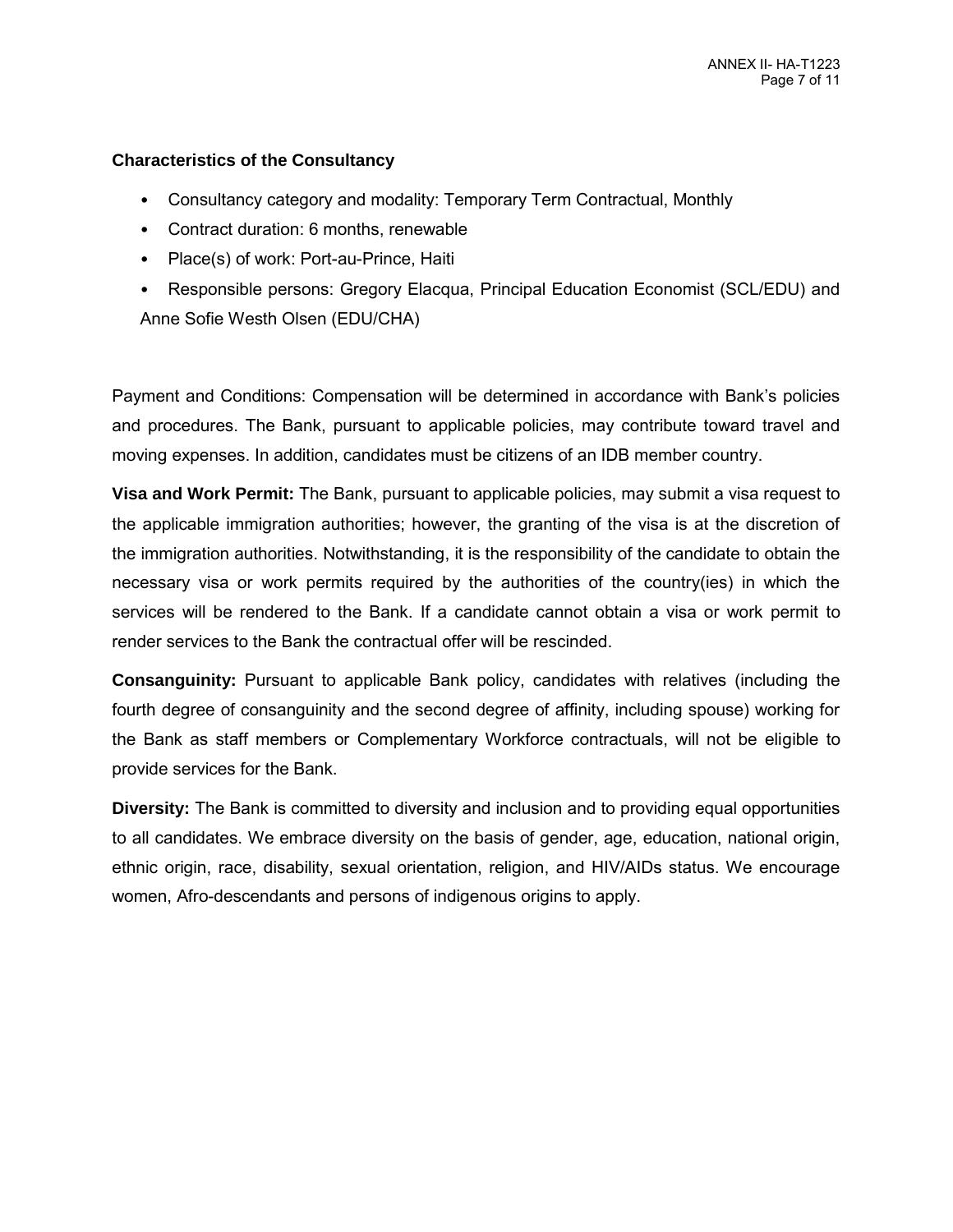**Characteristics of the Consultancy**

- Consultancy category and modality: Temporary Term Contractual, Monthly
- Contract duration: 6 months, renewable
- Place(s) of work: Port-au-Prince, Haiti
- Responsible persons: Gregory Elacqua, Principal Education Economist (SCL/EDU) and Anne Sofie Westh Olsen (EDU/CHA)

Payment and Conditions: Compensation will be determined in accordance with Bank's policies and procedures. The Bank, pursuant to applicable policies, may contribute toward travel and moving expenses. In addition, candidates must be citizens of an IDB member country.

**Visa and Work Permit:** The Bank, pursuant to applicable policies, may submit a visa request to the applicable immigration authorities; however, the granting of the visa is at the discretion of the immigration authorities. Notwithstanding, it is the responsibility of the candidate to obtain the necessary visa or work permits required by the authorities of the country(ies) in which the services will be rendered to the Bank. If a candidate cannot obtain a visa or work permit to render services to the Bank the contractual offer will be rescinded.

**Consanguinity:** Pursuant to applicable Bank policy, candidates with relatives (including the fourth degree of consanguinity and the second degree of affinity, including spouse) working for the Bank as staff members or Complementary Workforce contractuals, will not be eligible to provide services for the Bank.

**Diversity:** The Bank is committed to diversity and inclusion and to providing equal opportunities to all candidates. We embrace diversity on the basis of gender, age, education, national origin, ethnic origin, race, disability, sexual orientation, religion, and HIV/AIDs status. We encourage women, Afro-descendants and persons of indigenous origins to apply.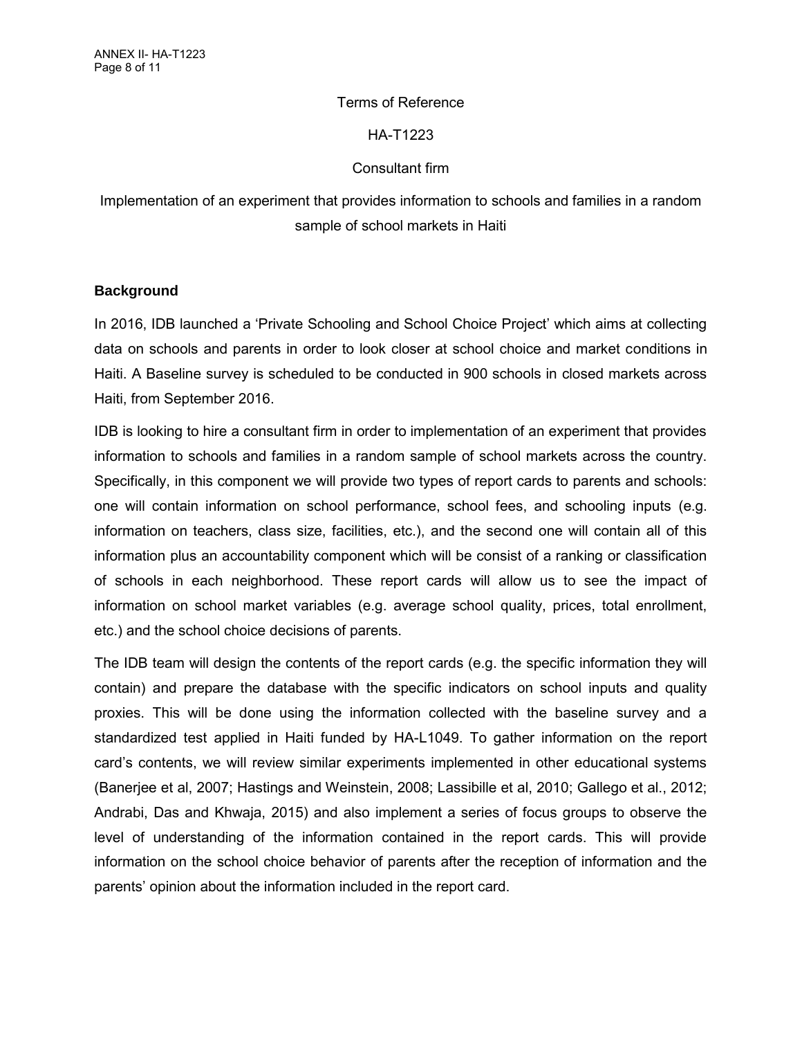Terms of Reference

HA-T1223

Consultant firm

Implementation of an experiment that provides information to schools and families in a random sample of school markets in Haiti

## Background

In 2016, IDB launched a 'Private Schooling and School Choice Project' which aims at collecting data on schools and parents in order to look closer at school choice and market conditions in Haiti. A Baseline survey is scheduled to be conducted in 900 schools in closed markets across Haiti, from September 2016.

IDB is looking to hire a consultant firm in order to implementation of an experiment that provides information to schools and families in a random sample of school markets across the country. Specifically, in this component we will provide two types of report cards to parents and schools: one will contain information on school performance, school fees, and schooling inputs (e.g. information on teachers, class size, facilities, etc.), and the second one will contain all of this information plus an accountability component which will be consist of a ranking or classification of schools in each neighborhood. These report cards will allow us to see the impact of information on school market variables (e.g. average school quality, prices, total enrollment, etc.) and the school choice decisions of parents.

The IDB team will design the contents of the report cards (e.g. the specific information they will contain) and prepare the database with the specific indicators on school inputs and quality proxies. This will be done using the information collected with the baseline survey and a standardized test applied in Haiti funded by HA-L1049. To gather information on the report card's contents, we will review similar experiments implemented in other educational systems (Banerjee et al, 2007; Hastings and Weinstein, 2008; Lassibille et al, 2010; Gallego et al., 2012; Andrabi, Das and Khwaja, 2015) and also implement a series of focus groups to observe the level of understanding of the information contained in the report cards. This will provide information on the school choice behavior of parents after the reception of information and the parents' opinion about the information included in the report card.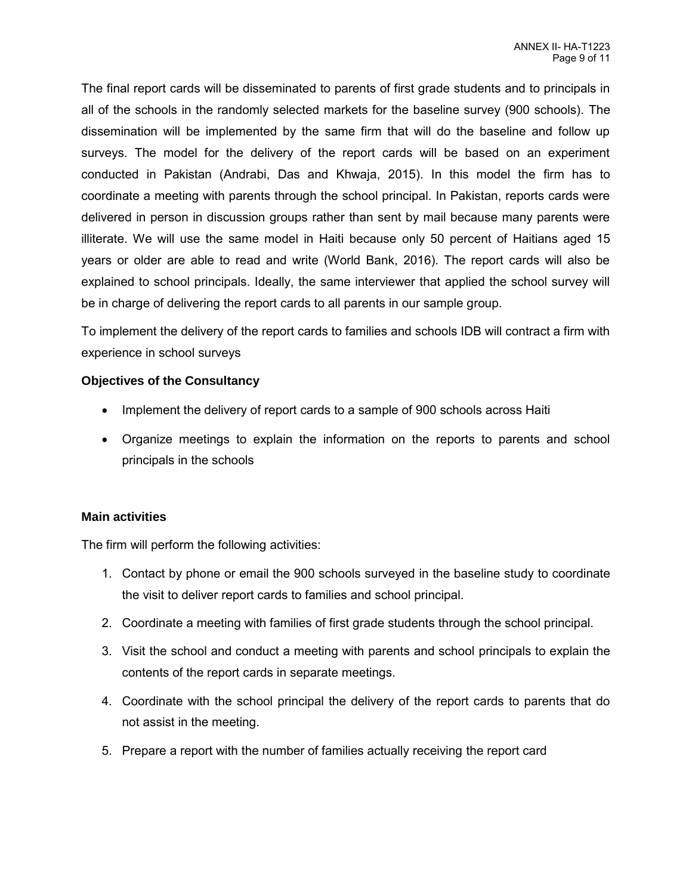The final report cards will be disseminated to parents of first grade students and to principals in all of the schools in the randomly selected markets for the baseline survey (900 schools). The dissemination will be implemented by the same firm that will do the baseline and follow up surveys. The model for the delivery of the report cards will be based on an experiment conducted in Pakistan (Andrabi, Das and Khwaja, 2015). In this model the firm has to coordinate a meeting with parents through the school principal. In Pakistan, reports cards were delivered in person in discussion groups rather than sent by mail because many parents were illiterate. We will use the same model in Haiti because only 50 percent of Haitians aged 15 years or older are able to read and write (World Bank, 2016). The report cards will also be explained to school principals. Ideally, the same interviewer that applied the school survey will be in charge of delivering the report cards to all parents in our sample group.

To implement the delivery of the report cards to families and schools IDB will contract a firm with experience in school surveys

**Objectives of the Consultancy**

- Implement the delivery of report cards to a sample of 900 schools across Haiti
- Organize meetings to explain the information on the reports to parents and school principals in the schools

**Main activities**

The firm will perform the following activities:

1. Contact by phone or email the 900 schools surveyed in the baseline study to coordinate the visit to deliver report cards to families and school principal.
2. Coordinate a meeting with families of first grade students through the school principal.
3. Visit the school and conduct a meeting with parents and school principals to explain the contents of the report cards in separate meetings.
4. Coordinate with the school principal the delivery of the report cards to parents that do not assist in the meeting.
5. Prepare a report with the number of families actually receiving the report card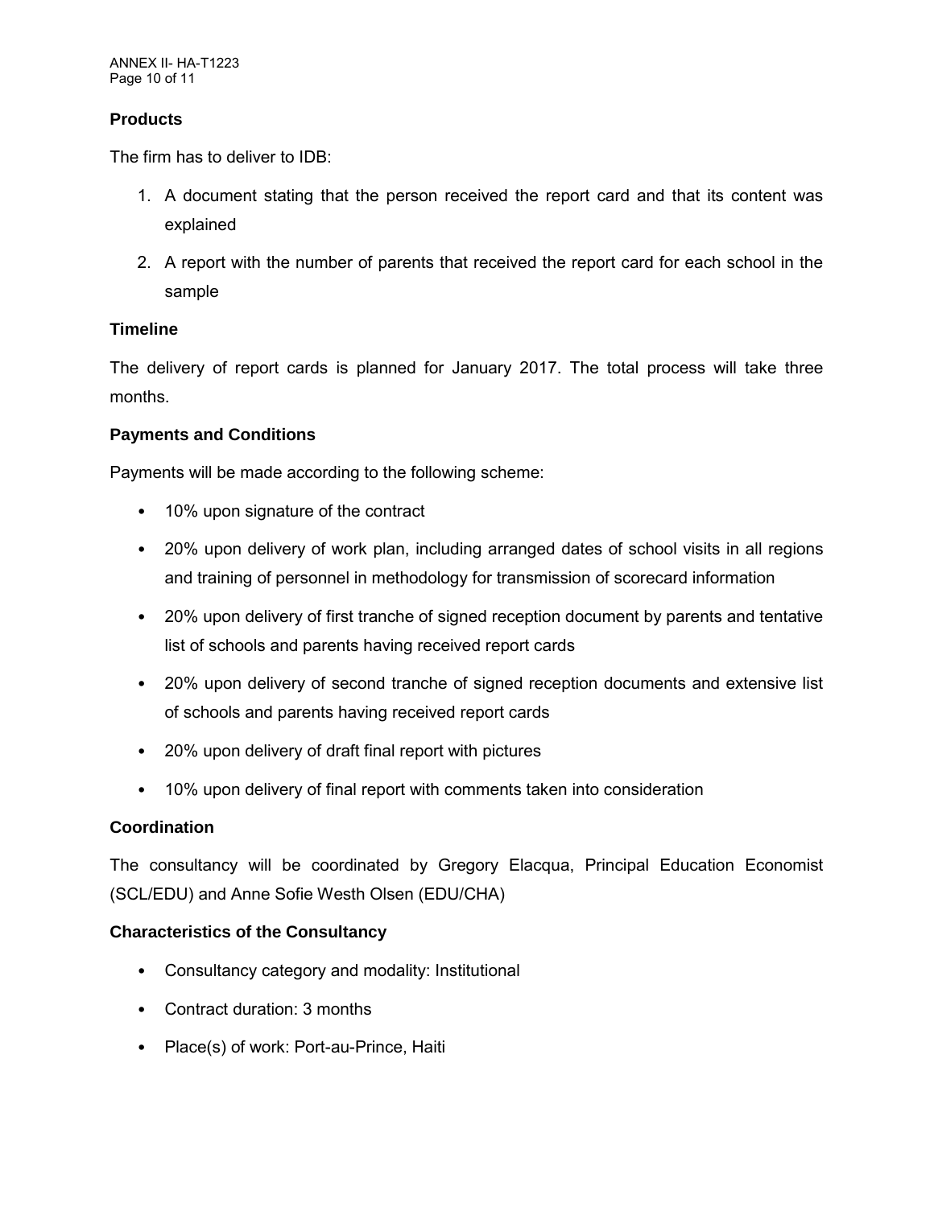### Products

The firm has to deliver to IDB:

1. A document stating that the person received the report card and that its content was explained
2. A report with the number of parents that received the report card for each school in the sample

### Timeline

The delivery of report cards is planned for January 2017. The total process will take three months.

### Payments and Conditions

Payments will be made according to the following scheme:

- 10% upon signature of the contract
- 20% upon delivery of work plan, including arranged dates of school visits in all regions and training of personnel in methodology for transmission of scorecard information
- 20% upon delivery of first tranche of signed reception document by parents and tentative list of schools and parents having received report cards
- 20% upon delivery of second tranche of signed reception documents and extensive list of schools and parents having received report cards
- 20% upon delivery of draft final report with pictures
- 10% upon delivery of final report with comments taken into consideration

### Coordination

The consultancy will be coordinated by Gregory Elacqua, Principal Education Economist (SCL/EDU) and Anne Sofie Westh Olsen (EDU/CHA)

### Characteristics of the Consultancy

- Consultancy category and modality: Institutional
- Contract duration: 3 months
- Place(s) of work: Port-au-Prince, Haiti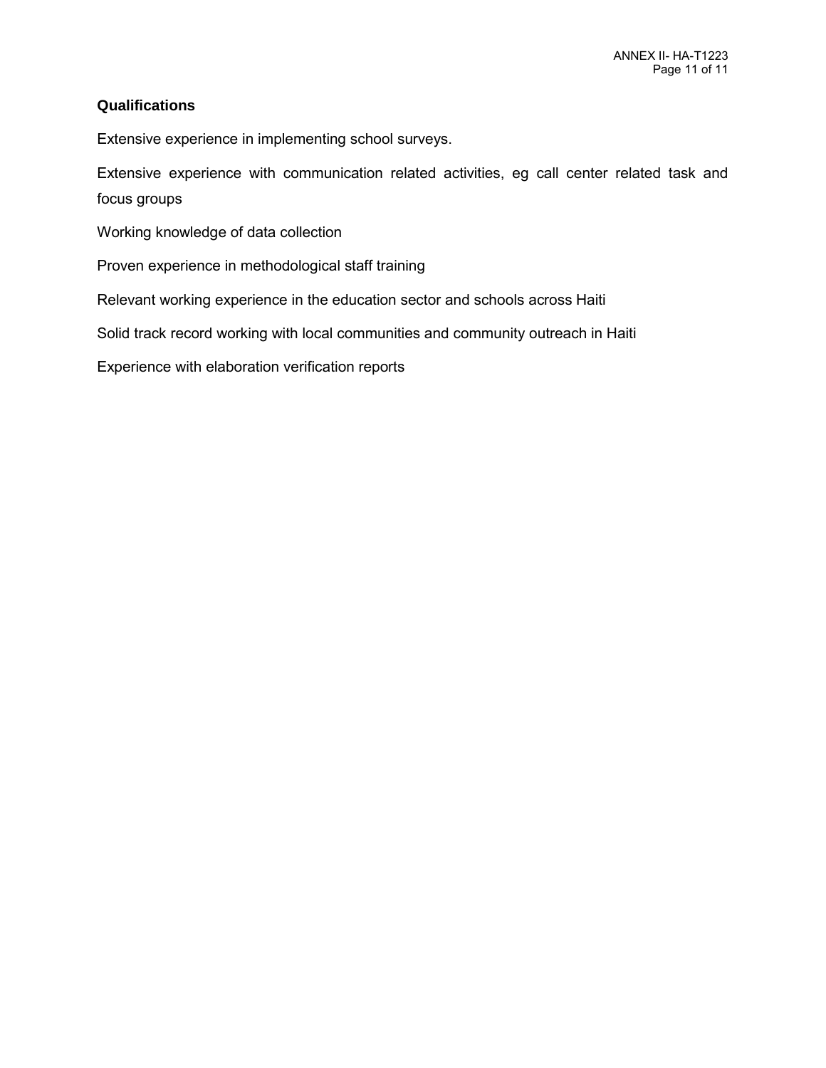### Qualifications

Extensive experience in implementing school surveys.

Extensive experience with communication related activities, eg call center related task and focus groups

Working knowledge of data collection

Proven experience in methodological staff training

Relevant working experience in the education sector and schools across Haiti

Solid track record working with local communities and community outreach in Haiti

Experience with elaboration verification reports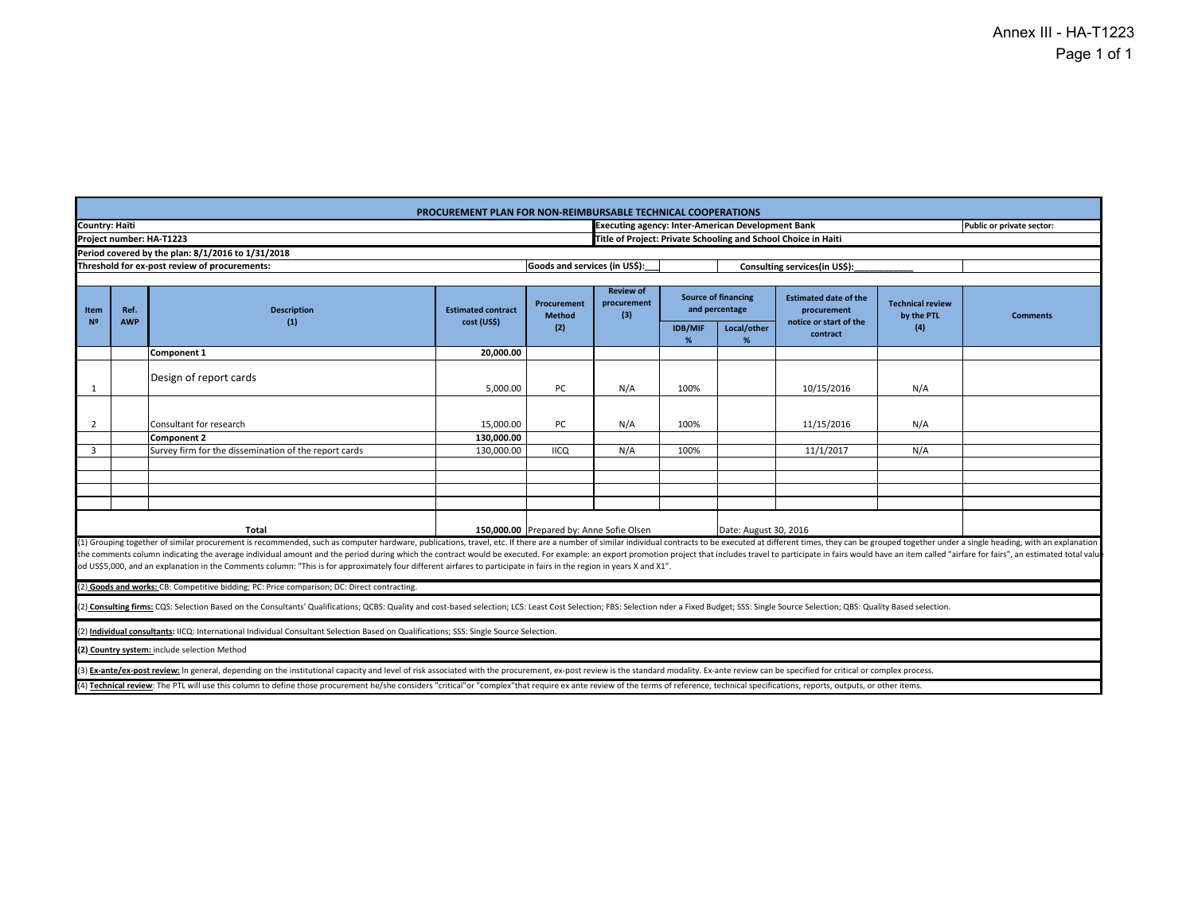## PROCUREMENT PLAN FOR NON-REIMBURSABLE TECHNICAL COOPERATIONS

**Country: Haïti**

**Executing agency: Inter-American Development Bank**

**Public or private sector:**

**Project number: HA-T1223**

**Title of Project: Private Schooling and School Choice in Haiti**

**Period covered by the plan: 8/1/2016 to 1/31/2018**

**Threshold for ex-post review of procurements:** **Goods and services (in US$):___** **Consulting services(in US$):___________**

| Item Nº | Ref. AWP | Description (1) | Estimated contract cost (US$) | Procurement Method (2) | Review of procurement (3) | Source of financing and percentage | | Estimated date of the procurement notice or start of the contract | Technical review by the PTL (4) | Comments |
|---|---|---|---|---|---|---|---|---|---|---|
| | | | | | | IDB/MIF % | Local/other % | | | |
| | | **Component 1** | **20,000.00** | | | | | | | |
| 1 | | Design of report cards | 5,000.00 | PC | N/A | 100% | | 10/15/2016 | N/A | |
| 2 | | Consultant for research | 15,000.00 | PC | N/A | 100% | | 11/15/2016 | N/A | |
| | | **Component 2** | **130,000.00** | | | | | | | |
| 3 | | Survey firm for the dissemination of the report cards | 130,000.00 | IICQ | N/A | 100% | | 11/1/2017 | N/A | |
| | | **Total** | **150,000.00** | Prepared by: Anne Sofie Olsen | | | Date: August 30, 2016 | | | |

(1) Grouping together of similar procurement is recommended, such as computer hardware, publications, travel, etc. If there are a number of similar individual contracts to be executed at different times, they can be grouped together under a single heading, with an explanation in the comments column indicating the average individual amount and the period during which the contract would be executed. For example: an export promotion project that includes travel to participate in fairs would have an item called "airfare for fairs", an estimated total value od US$5,000, and an explanation in the Comments column: "This is for approximately four different airfares to participate in fairs in the region in years X and X1".

(2) **Goods and works:** CB: Competitive bidding; PC: Price comparison; DC: Direct contracting.

(2) **Consulting firms:** CQS: Selection Based on the Consultants' Qualifications; QCBS: Quality and cost-based selection; LCS: Least Cost Selection; FBS: Selection nder a Fixed Budget; SSS: Single Source Selection; QBS: Quality Based selection.

(2) **Individual consultants:** IICQ: International Individual Consultant Selection Based on Qualifications; SSS: Single Source Selection.

**(2) Country system:** include selection Method

(3) **Ex-ante/ex-post review:** In general, depending on the institutional capacity and level of risk associated with the procurement, ex-post review is the standard modality. Ex-ante review can be specified for critical or complex process.

(4) **Technical review**: The PTL will use this column to define those procurement he/she considers "critical"or "complex"that require ex ante review of the terms of reference, technical specifications, reports, outputs, or other items.